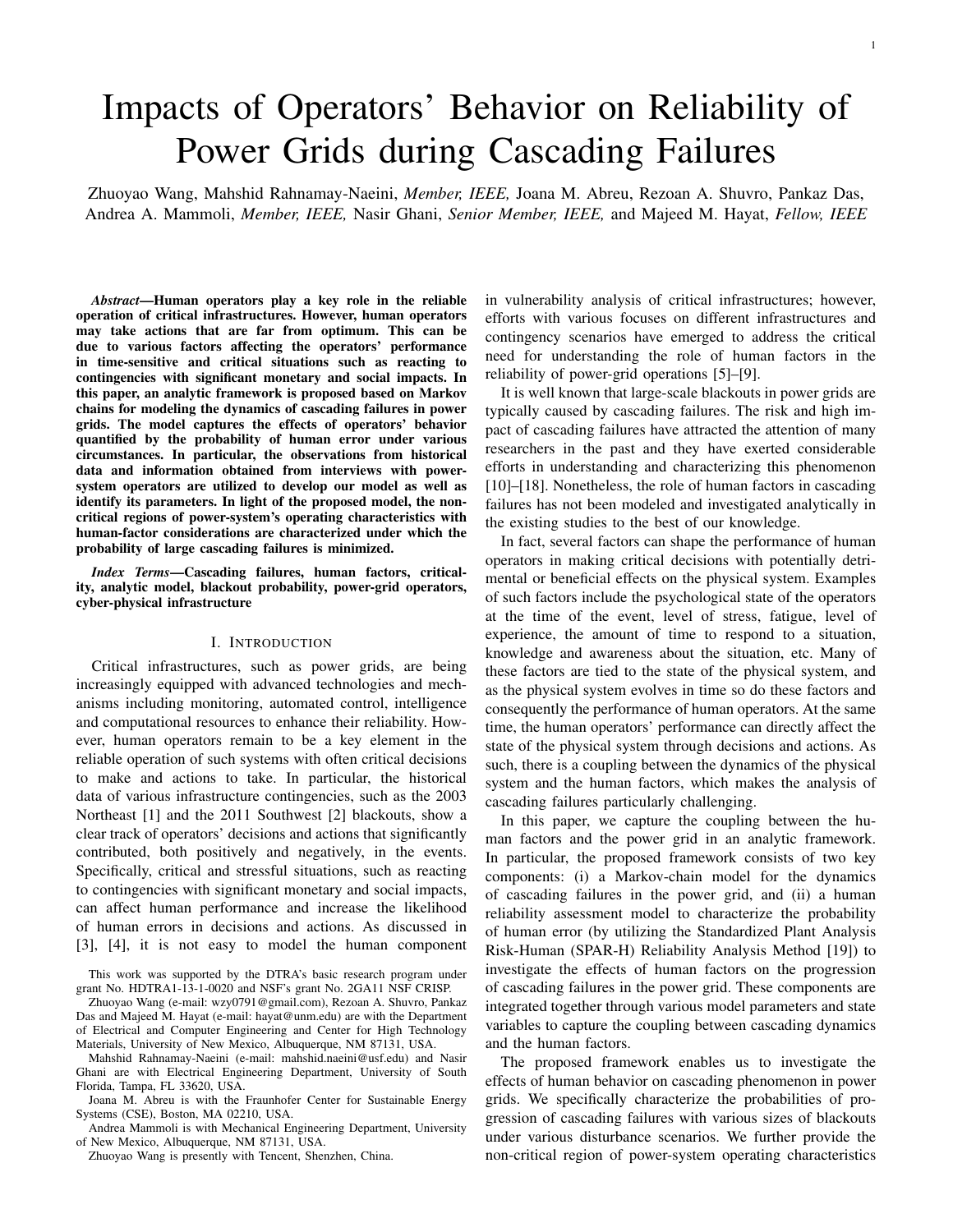# Impacts of Operators' Behavior on Reliability of Power Grids during Cascading Failures

Zhuoyao Wang, Mahshid Rahnamay-Naeini, *Member, IEEE,* Joana M. Abreu, Rezoan A. Shuvro, Pankaz Das, Andrea A. Mammoli, *Member, IEEE,* Nasir Ghani, *Senior Member, IEEE,* and Majeed M. Hayat, *Fellow, IEEE*

***Abstract*—Human operators play a key role in the reliable operation of critical infrastructures. However, human operators may take actions that are far from optimum. This can be due to various factors affecting the operators' performance in time-sensitive and critical situations such as reacting to contingencies with significant monetary and social impacts. In this paper, an analytic framework is proposed based on Markov chains for modeling the dynamics of cascading failures in power grids. The model captures the effects of operators' behavior quantified by the probability of human error under various circumstances. In particular, the observations from historical data and information obtained from interviews with power-system operators are utilized to develop our model as well as identify its parameters. In light of the proposed model, the non-critical regions of power-system's operating characteristics with human-factor considerations are characterized under which the probability of large cascading failures is minimized.**

***Index Terms*—Cascading failures, human factors, criticality, analytic model, blackout probability, power-grid operators, cyber-physical infrastructure**

## I. Introduction

Critical infrastructures, such as power grids, are being increasingly equipped with advanced technologies and mechanisms including monitoring, automated control, intelligence and computational resources to enhance their reliability. However, human operators remain to be a key element in the reliable operation of such systems with often critical decisions to make and actions to take. In particular, the historical data of various infrastructure contingencies, such as the 2003 Northeast [1] and the 2011 Southwest [2] blackouts, show a clear track of operators' decisions and actions that significantly contributed, both positively and negatively, in the events. Specifically, critical and stressful situations, such as reacting to contingencies with significant monetary and social impacts, can affect human performance and increase the likelihood of human errors in decisions and actions. As discussed in [3], [4], it is not easy to model the human component in vulnerability analysis of critical infrastructures; however, efforts with various focuses on different infrastructures and contingency scenarios have emerged to address the critical need for understanding the role of human factors in the reliability of power-grid operations [5]–[9].

It is well known that large-scale blackouts in power grids are typically caused by cascading failures. The risk and high impact of cascading failures have attracted the attention of many researchers in the past and they have exerted considerable efforts in understanding and characterizing this phenomenon [10]–[18]. Nonetheless, the role of human factors in cascading failures has not been modeled and investigated analytically in the existing studies to the best of our knowledge.

In fact, several factors can shape the performance of human operators in making critical decisions with potentially detrimental or beneficial effects on the physical system. Examples of such factors include the psychological state of the operators at the time of the event, level of stress, fatigue, level of experience, the amount of time to respond to a situation, knowledge and awareness about the situation, etc. Many of these factors are tied to the state of the physical system, and as the physical system evolves in time so do these factors and consequently the performance of human operators. At the same time, the human operators' performance can directly affect the state of the physical system through decisions and actions. As such, there is a coupling between the dynamics of the physical system and the human factors, which makes the analysis of cascading failures particularly challenging.

In this paper, we capture the coupling between the human factors and the power grid in an analytic framework. In particular, the proposed framework consists of two key components: (i) a Markov-chain model for the dynamics of cascading failures in the power grid, and (ii) a human reliability assessment model to characterize the probability of human error (by utilizing the Standardized Plant Analysis Risk-Human (SPAR-H) Reliability Analysis Method [19]) to investigate the effects of human factors on the progression of cascading failures in the power grid. These components are integrated together through various model parameters and state variables to capture the coupling between cascading dynamics and the human factors.

The proposed framework enables us to investigate the effects of human behavior on cascading phenomenon in power grids. We specifically characterize the probabilities of progression of cascading failures with various sizes of blackouts under various disturbance scenarios. We further provide the non-critical region of power-system operating characteristics

This work was supported by the DTRA's basic research program under grant No. HDTRA1-13-1-0020 and NSF's grant No. 2GA11 NSF CRISP.

Zhuoyao Wang (e-mail: wzy0791@gmail.com), Rezoan A. Shuvro, Pankaz Das and Majeed M. Hayat (e-mail: hayat@unm.edu) are with the Department of Electrical and Computer Engineering and Center for High Technology Materials, University of New Mexico, Albuquerque, NM 87131, USA.

Mahshid Rahnamay-Naeini (e-mail: mahshid.naeini@usf.edu) and Nasir Ghani are with Electrical Engineering Department, University of South Florida, Tampa, FL 33620, USA.

Joana M. Abreu is with the Fraunhofer Center for Sustainable Energy Systems (CSE), Boston, MA 02210, USA.

Andrea Mammoli is with Mechanical Engineering Department, University of New Mexico, Albuquerque, NM 87131, USA.

Zhuoyao Wang is presently with Tencent, Shenzhen, China.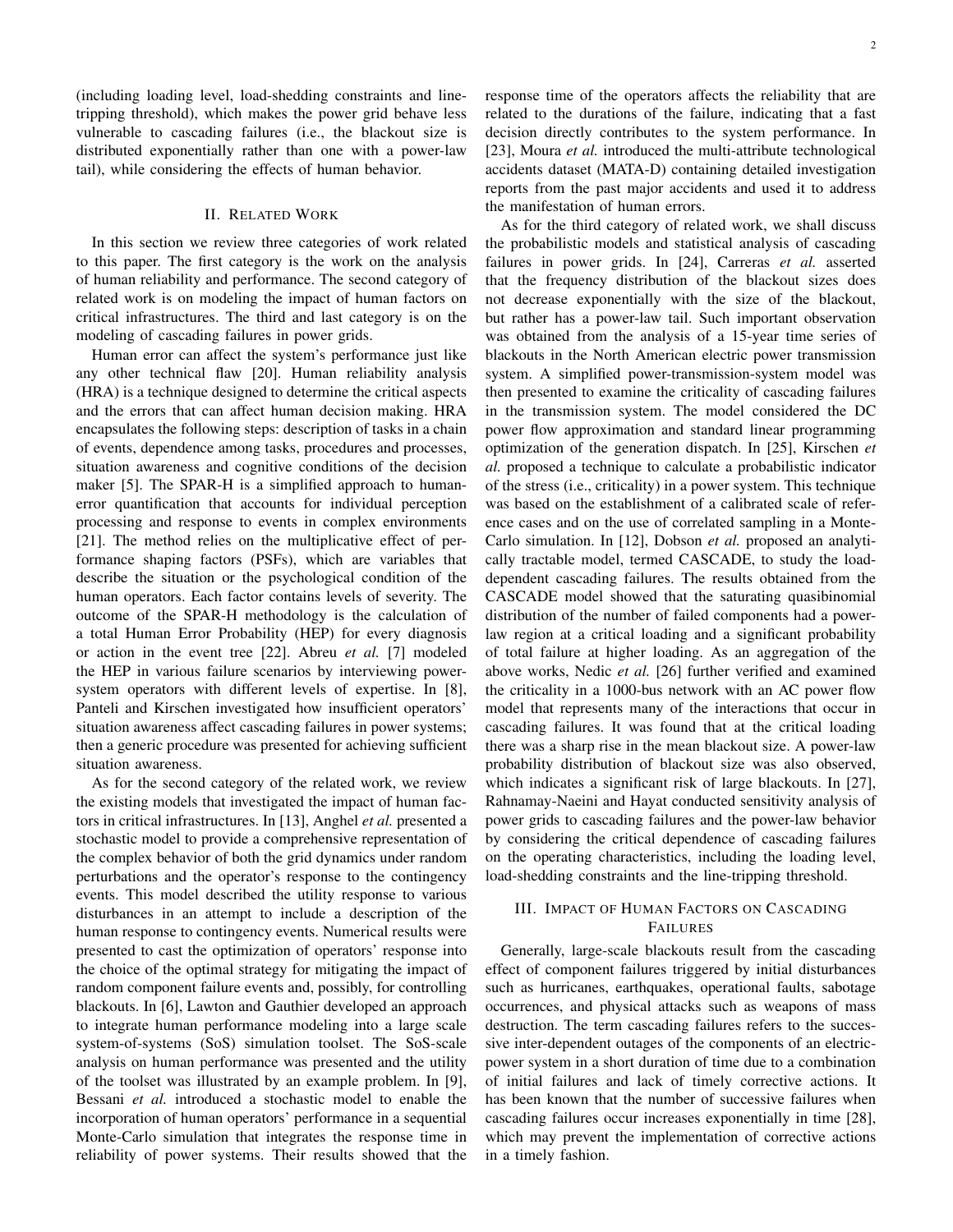(including loading level, load-shedding constraints and line-tripping threshold), which makes the power grid behave less vulnerable to cascading failures (i.e., the blackout size is distributed exponentially rather than one with a power-law tail), while considering the effects of human behavior.

## II. Related Work

In this section we review three categories of work related to this paper. The first category is the work on the analysis of human reliability and performance. The second category of related work is on modeling the impact of human factors on critical infrastructures. The third and last category is on the modeling of cascading failures in power grids.

Human error can affect the system's performance just like any other technical flaw [20]. Human reliability analysis (HRA) is a technique designed to determine the critical aspects and the errors that can affect human decision making. HRA encapsulates the following steps: description of tasks in a chain of events, dependence among tasks, procedures and processes, situation awareness and cognitive conditions of the decision maker [5]. The SPAR-H is a simplified approach to human-error quantification that accounts for individual perception processing and response to events in complex environments [21]. The method relies on the multiplicative effect of performance shaping factors (PSFs), which are variables that describe the situation or the psychological condition of the human operators. Each factor contains levels of severity. The outcome of the SPAR-H methodology is the calculation of a total Human Error Probability (HEP) for every diagnosis or action in the event tree [22]. Abreu *et al.* [7] modeled the HEP in various failure scenarios by interviewing power-system operators with different levels of expertise. In [8], Panteli and Kirschen investigated how insufficient operators' situation awareness affect cascading failures in power systems; then a generic procedure was presented for achieving sufficient situation awareness.

As for the second category of the related work, we review the existing models that investigated the impact of human factors in critical infrastructures. In [13], Anghel *et al.* presented a stochastic model to provide a comprehensive representation of the complex behavior of both the grid dynamics under random perturbations and the operator's response to the contingency events. This model described the utility response to various disturbances in an attempt to include a description of the human response to contingency events. Numerical results were presented to cast the optimization of operators' response into the choice of the optimal strategy for mitigating the impact of random component failure events and, possibly, for controlling blackouts. In [6], Lawton and Gauthier developed an approach to integrate human performance modeling into a large scale system-of-systems (SoS) simulation toolset. The SoS-scale analysis on human performance was presented and the utility of the toolset was illustrated by an example problem. In [9], Bessani *et al.* introduced a stochastic model to enable the incorporation of human operators' performance in a sequential Monte-Carlo simulation that integrates the response time in reliability of power systems. Their results showed that the response time of the operators affects the reliability that are related to the durations of the failure, indicating that a fast decision directly contributes to the system performance. In [23], Moura *et al.* introduced the multi-attribute technological accidents dataset (MATA-D) containing detailed investigation reports from the past major accidents and used it to address the manifestation of human errors.

As for the third category of related work, we shall discuss the probabilistic models and statistical analysis of cascading failures in power grids. In [24], Carreras *et al.* asserted that the frequency distribution of the blackout sizes does not decrease exponentially with the size of the blackout, but rather has a power-law tail. Such important observation was obtained from the analysis of a 15-year time series of blackouts in the North American electric power transmission system. A simplified power-transmission-system model was then presented to examine the criticality of cascading failures in the transmission system. The model considered the DC power flow approximation and standard linear programming optimization of the generation dispatch. In [25], Kirschen *et al.* proposed a technique to calculate a probabilistic indicator of the stress (i.e., criticality) in a power system. This technique was based on the establishment of a calibrated scale of reference cases and on the use of correlated sampling in a Monte-Carlo simulation. In [12], Dobson *et al.* proposed an analytically tractable model, termed CASCADE, to study the load-dependent cascading failures. The results obtained from the CASCADE model showed that the saturating quasibinomial distribution of the number of failed components had a power-law region at a critical loading and a significant probability of total failure at higher loading. As an aggregation of the above works, Nedic *et al.* [26] further verified and examined the criticality in a 1000-bus network with an AC power flow model that represents many of the interactions that occur in cascading failures. It was found that at the critical loading there was a sharp rise in the mean blackout size. A power-law probability distribution of blackout size was also observed, which indicates a significant risk of large blackouts. In [27], Rahnamay-Naeini and Hayat conducted sensitivity analysis of power grids to cascading failures and the power-law behavior by considering the critical dependence of cascading failures on the operating characteristics, including the loading level, load-shedding constraints and the line-tripping threshold.

## III. Impact of Human Factors on Cascading Failures

Generally, large-scale blackouts result from the cascading effect of component failures triggered by initial disturbances such as hurricanes, earthquakes, operational faults, sabotage occurrences, and physical attacks such as weapons of mass destruction. The term cascading failures refers to the successive inter-dependent outages of the components of an electric-power system in a short duration of time due to a combination of initial failures and lack of timely corrective actions. It has been known that the number of successive failures when cascading failures occur increases exponentially in time [28], which may prevent the implementation of corrective actions in a timely fashion.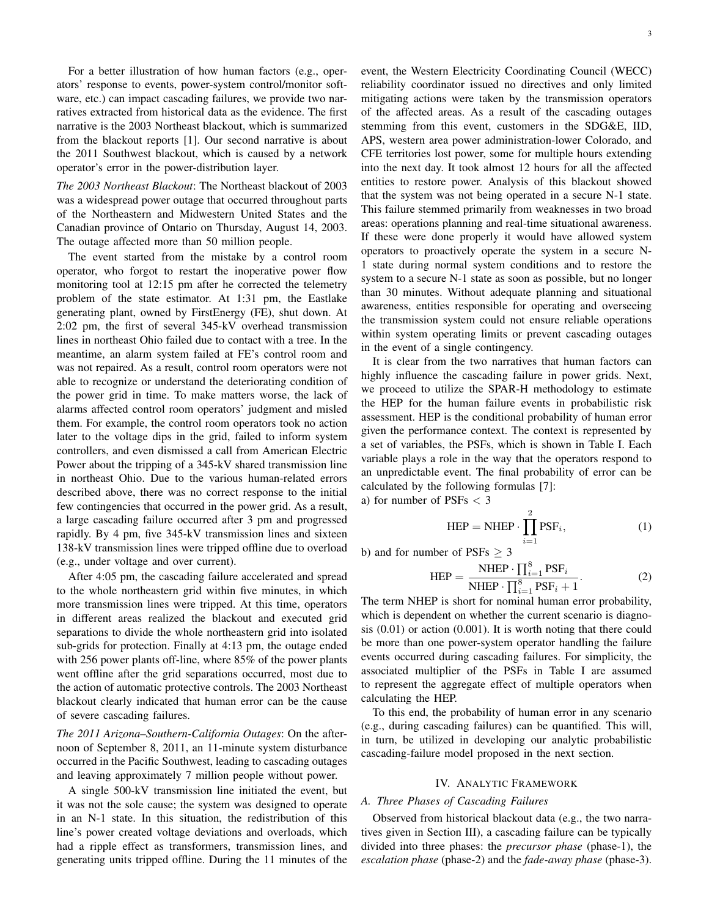For a better illustration of how human factors (e.g., operators' response to events, power-system control/monitor software, etc.) can impact cascading failures, we provide two narratives extracted from historical data as the evidence. The first narrative is the 2003 Northeast blackout, which is summarized from the blackout reports [1]. Our second narrative is about the 2011 Southwest blackout, which is caused by a network operator's error in the power-distribution layer.

*The 2003 Northeast Blackout*: The Northeast blackout of 2003 was a widespread power outage that occurred throughout parts of the Northeastern and Midwestern United States and the Canadian province of Ontario on Thursday, August 14, 2003. The outage affected more than 50 million people.

The event started from the mistake by a control room operator, who forgot to restart the inoperative power flow monitoring tool at 12:15 pm after he corrected the telemetry problem of the state estimator. At 1:31 pm, the Eastlake generating plant, owned by FirstEnergy (FE), shut down. At 2:02 pm, the first of several 345-kV overhead transmission lines in northeast Ohio failed due to contact with a tree. In the meantime, an alarm system failed at FE's control room and was not repaired. As a result, control room operators were not able to recognize or understand the deteriorating condition of the power grid in time. To make matters worse, the lack of alarms affected control room operators' judgment and misled them. For example, the control room operators took no action later to the voltage dips in the grid, failed to inform system controllers, and even dismissed a call from American Electric Power about the tripping of a 345-kV shared transmission line in northeast Ohio. Due to the various human-related errors described above, there was no correct response to the initial few contingencies that occurred in the power grid. As a result, a large cascading failure occurred after 3 pm and progressed rapidly. By 4 pm, five 345-kV transmission lines and sixteen 138-kV transmission lines were tripped offline due to overload (e.g., under voltage and over current).

After 4:05 pm, the cascading failure accelerated and spread to the whole northeastern grid within five minutes, in which more transmission lines were tripped. At this time, operators in different areas realized the blackout and executed grid separations to divide the whole northeastern grid into isolated sub-grids for protection. Finally at 4:13 pm, the outage ended with 256 power plants off-line, where 85% of the power plants went offline after the grid separations occurred, most due to the action of automatic protective controls. The 2003 Northeast blackout clearly indicated that human error can be the cause of severe cascading failures.

*The 2011 Arizona–Southern-California Outages*: On the afternoon of September 8, 2011, an 11-minute system disturbance occurred in the Pacific Southwest, leading to cascading outages and leaving approximately 7 million people without power.

A single 500-kV transmission line initiated the event, but it was not the sole cause; the system was designed to operate in an N-1 state. In this situation, the redistribution of this line's power created voltage deviations and overloads, which had a ripple effect as transformers, transmission lines, and generating units tripped offline. During the 11 minutes of the event, the Western Electricity Coordinating Council (WECC) reliability coordinator issued no directives and only limited mitigating actions were taken by the transmission operators of the affected areas. As a result of the cascading outages stemming from this event, customers in the SDG&E, IID, APS, western area power administration-lower Colorado, and CFE territories lost power, some for multiple hours extending into the next day. It took almost 12 hours for all the affected entities to restore power. Analysis of this blackout showed that the system was not being operated in a secure N-1 state. This failure stemmed primarily from weaknesses in two broad areas: operations planning and real-time situational awareness. If these were done properly it would have allowed system operators to proactively operate the system in a secure N-1 state during normal system conditions and to restore the system to a secure N-1 state as soon as possible, but no longer than 30 minutes. Without adequate planning and situational awareness, entities responsible for operating and overseeing the transmission system could not ensure reliable operations within system operating limits or prevent cascading outages in the event of a single contingency.

It is clear from the two narratives that human factors can highly influence the cascading failure in power grids. Next, we proceed to utilize the SPAR-H methodology to estimate the HEP for the human failure events in probabilistic risk assessment. HEP is the conditional probability of human error given the performance context. The context is represented by a set of variables, the PSFs, which is shown in Table I. Each variable plays a role in the way that the operators respond to an unpredictable event. The final probability of error can be calculated by the following formulas [7]:

a) for number of PSFs $< 3$

$$\text{HEP} = \text{NHEP} \cdot \prod_{i=1}^{2} \text{PSF}_i, \tag{1}$$

b) and for number of PSFs $\geq 3$

$$\text{HEP} = \frac{\text{NHEP} \cdot \prod_{i=1}^{8} \text{PSF}_i}{\text{NHEP} \cdot \prod_{i=1}^{8} \text{PSF}_i + 1}. \tag{2}$$

The term NHEP is short for nominal human error probability, which is dependent on whether the current scenario is diagnosis (0.01) or action (0.001). It is worth noting that there could be more than one power-system operator handling the failure events occurred during cascading failures. For simplicity, the associated multiplier of the PSFs in Table I are assumed to represent the aggregate effect of multiple operators when calculating the HEP.

To this end, the probability of human error in any scenario (e.g., during cascading failures) can be quantified. This will, in turn, be utilized in developing our analytic probabilistic cascading-failure model proposed in the next section.

## IV. Analytic Framework

### A. Three Phases of Cascading Failures

Observed from historical blackout data (e.g., the two narratives given in Section III), a cascading failure can be typically divided into three phases: the *precursor phase* (phase-1), the *escalation phase* (phase-2) and the *fade-away phase* (phase-3).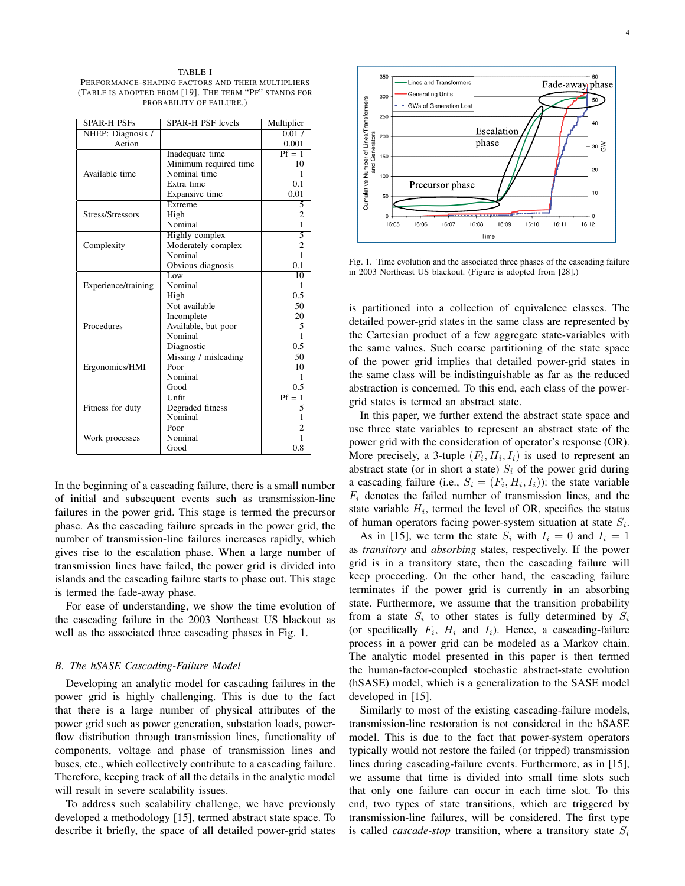TABLE I
PERFORMANCE-SHAPING FACTORS AND THEIR MULTIPLIERS (TABLE IS ADOPTED FROM [19]. THE TERM "PF" STANDS FOR PROBABILITY OF FAILURE.)

| SPAR-H PSFs | SPAR-H PSF levels | Multiplier |
|---|---|---|
| NHEP: Diagnosis / Action | | 0.01 / 0.001 |
| Available time | Inadequate time | Pf = 1 |
| | Minimum required time | 10 |
| | Nominal time | 1 |
| | Extra time | 0.1 |
| | Expansive time | 0.01 |
| Stress/Stressors | Extreme | 5 |
| | High | 2 |
| | Nominal | 1 |
| Complexity | Highly complex | 5 |
| | Moderately complex | 2 |
| | Nominal | 1 |
| | Obvious diagnosis | 0.1 |
| Experience/training | Low | 10 |
| | Nominal | 1 |
| | High | 0.5 |
| Procedures | Not available | 50 |
| | Incomplete | 20 |
| | Available, but poor | 5 |
| | Nominal | 1 |
| | Diagnostic | 0.5 |
| Ergonomics/HMI | Missing / misleading | 50 |
| | Poor | 10 |
| | Nominal | 1 |
| | Good | 0.5 |
| Fitness for duty | Unfit | Pf = 1 |
| | Degraded fitness | 5 |
| | Nominal | 1 |
| Work processes | Poor | 2 |
| | Nominal | 1 |
| | Good | 0.8 |

In the beginning of a cascading failure, there is a small number of initial and subsequent events such as transmission-line failures in the power grid. This stage is termed the precursor phase. As the cascading failure spreads in the power grid, the number of transmission-line failures increases rapidly, which gives rise to the escalation phase. When a large number of transmission lines have failed, the power grid is divided into islands and the cascading failure starts to phase out. This stage is termed the fade-away phase.

For ease of understanding, we show the time evolution of the cascading failure in the 2003 Northeast US blackout as well as the associated three cascading phases in Fig. 1.

Fig. 1. Time evolution and the associated three phases of the cascading failure in 2003 Northeast US blackout. (Figure is adopted from [28].)

### B. The hSASE Cascading-Failure Model

Developing an analytic model for cascading failures in the power grid is highly challenging. This is due to the fact that there is a large number of physical attributes of the power grid such as power generation, substation loads, power-flow distribution through transmission lines, functionality of components, voltage and phase of transmission lines and buses, etc., which collectively contribute to a cascading failure. Therefore, keeping track of all the details in the analytic model will result in severe scalability issues.

To address such scalability challenge, we have previously developed a methodology [15], termed abstract state space. To describe it briefly, the space of all detailed power-grid states is partitioned into a collection of equivalence classes. The detailed power-grid states in the same class are represented by the Cartesian product of a few aggregate state-variables with the same values. Such coarse partitioning of the state space of the power grid implies that detailed power-grid states in the same class will be indistinguishable as far as the reduced abstraction is concerned. To this end, each class of the power-grid states is termed an abstract state.

In this paper, we further extend the abstract state space and use three state variables to represent an abstract state of the power grid with the consideration of operator's response (OR). More precisely, a 3-tuple $(F_i, H_i, I_i)$ is used to represent an abstract state (or in short a state) $S_i$ of the power grid during a cascading failure (i.e., $S_i = (F_i, H_i, I_i)$): the state variable $F_i$ denotes the failed number of transmission lines, and the state variable $H_i$, termed the level of OR, specifies the status of human operators facing power-system situation at state $S_i$.

As in [15], we term the state $S_i$ with $I_i = 0$ and $I_i = 1$ as *transitory* and *absorbing* states, respectively. If the power grid is in a transitory state, then the cascading failure will keep proceeding. On the other hand, the cascading failure terminates if the power grid is currently in an absorbing state. Furthermore, we assume that the transition probability from a state $S_i$ to other states is fully determined by $S_i$ (or specifically $F_i$, $H_i$ and $I_i$). Hence, a cascading-failure process in a power grid can be modeled as a Markov chain. The analytic model presented in this paper is then termed the human-factor-coupled stochastic abstract-state evolution (hSASE) model, which is a generalization to the SASE model developed in [15].

Similarly to most of the existing cascading-failure models, transmission-line restoration is not considered in the hSASE model. This is due to the fact that power-system operators typically would not restore the failed (or tripped) transmission lines during cascading-failure events. Furthermore, as in [15], we assume that time is divided into small time slots such that only one failure can occur in each time slot. To this end, two types of state transitions, which are triggered by transmission-line failures, will be considered. The first type is called *cascade-stop* transition, where a transitory state $S_i$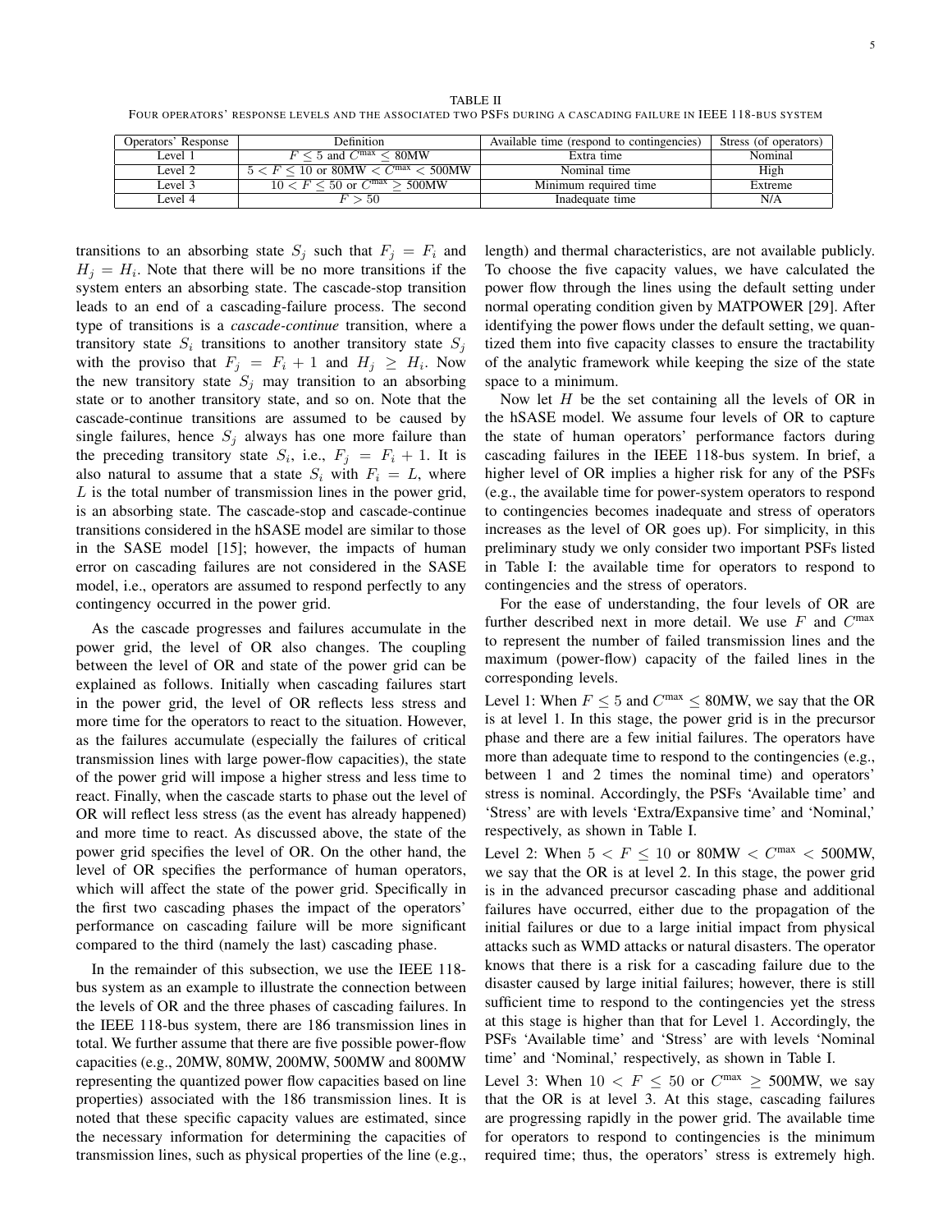TABLE II

FOUR OPERATORS' RESPONSE LEVELS AND THE ASSOCIATED TWO PSFS DURING A CASCADING FAILURE IN IEEE 118-BUS SYSTEM

| Operators' Response | Definition | Available time (respond to contingencies) | Stress (of operators) |
|---|---|---|---|
| Level 1 | $F \leq 5$ and $C^{\max} \leq 80$MW | Extra time | Nominal |
| Level 2 | $5 < F \leq 10$ or $80\text{MW} < C^{\max} < 500$MW | Nominal time | High |
| Level 3 | $10 < F \leq 50$ or $C^{\max} \geq 500$MW | Minimum required time | Extreme |
| Level 4 | $F > 50$ | Inadequate time | N/A |

transitions to an absorbing state $S_j$ such that $F_j = F_i$ and $H_j = H_i$. Note that there will be no more transitions if the system enters an absorbing state. The cascade-stop transition leads to an end of a cascading-failure process. The second type of transitions is a *cascade-continue* transition, where a transitory state $S_i$ transitions to another transitory state $S_j$ with the proviso that $F_j = F_i + 1$ and $H_j \geq H_i$. Now the new transitory state $S_j$ may transition to an absorbing state or to another transitory state, and so on. Note that the cascade-continue transitions are assumed to be caused by single failures, hence $S_j$ always has one more failure than the preceding transitory state $S_i$, i.e., $F_j = F_i + 1$. It is also natural to assume that a state $S_i$ with $F_i = L$, where $L$ is the total number of transmission lines in the power grid, is an absorbing state. The cascade-stop and cascade-continue transitions considered in the hSASE model are similar to those in the SASE model [15]; however, the impacts of human error on cascading failures are not considered in the SASE model, i.e., operators are assumed to respond perfectly to any contingency occurred in the power grid.

As the cascade progresses and failures accumulate in the power grid, the level of OR also changes. The coupling between the level of OR and state of the power grid can be explained as follows. Initially when cascading failures start in the power grid, the level of OR reflects less stress and more time for the operators to react to the situation. However, as the failures accumulate (especially the failures of critical transmission lines with large power-flow capacities), the state of the power grid will impose a higher stress and less time to react. Finally, when the cascade starts to phase out the level of OR will reflect less stress (as the event has already happened) and more time to react. As discussed above, the state of the power grid specifies the level of OR. On the other hand, the level of OR specifies the performance of human operators, which will affect the state of the power grid. Specifically in the first two cascading phases the impact of the operators' performance on cascading failure will be more significant compared to the third (namely the last) cascading phase.

In the remainder of this subsection, we use the IEEE 118-bus system as an example to illustrate the connection between the levels of OR and the three phases of cascading failures. In the IEEE 118-bus system, there are 186 transmission lines in total. We further assume that there are five possible power-flow capacities (e.g., 20MW, 80MW, 200MW, 500MW and 800MW representing the quantized power flow capacities based on line properties) associated with the 186 transmission lines. It is noted that these specific capacity values are estimated, since the necessary information for determining the capacities of transmission lines, such as physical properties of the line (e.g., length) and thermal characteristics, are not available publicly. To choose the five capacity values, we have calculated the power flow through the lines using the default setting under normal operating condition given by MATPOWER [29]. After identifying the power flows under the default setting, we quantized them into five capacity classes to ensure the tractability of the analytic framework while keeping the size of the state space to a minimum.

Now let $H$ be the set containing all the levels of OR in the hSASE model. We assume four levels of OR to capture the state of human operators' performance factors during cascading failures in the IEEE 118-bus system. In brief, a higher level of OR implies a higher risk for any of the PSFs (e.g., the available time for power-system operators to respond to contingencies becomes inadequate and stress of operators increases as the level of OR goes up). For simplicity, in this preliminary study we only consider two important PSFs listed in Table I: the available time for operators to respond to contingencies and the stress of operators.

For the ease of understanding, the four levels of OR are further described next in more detail. We use $F$ and $C^{\max}$ to represent the number of failed transmission lines and the maximum (power-flow) capacity of the failed lines in the corresponding levels.

Level 1: When $F \leq 5$ and $C^{\max} \leq 80$MW, we say that the OR is at level 1. In this stage, the power grid is in the precursor phase and there are a few initial failures. The operators have more than adequate time to respond to the contingencies (e.g., between 1 and 2 times the nominal time) and operators' stress is nominal. Accordingly, the PSFs 'Available time' and 'Stress' are with levels 'Extra/Expansive time' and 'Nominal,' respectively, as shown in Table I.

Level 2: When $5 < F \leq 10$ or $80\text{MW} < C^{\max} < 500$MW, we say that the OR is at level 2. In this stage, the power grid is in the advanced precursor cascading phase and additional failures have occurred, either due to the propagation of the initial failures or due to a large initial impact from physical attacks such as WMD attacks or natural disasters. The operator knows that there is a risk for a cascading failure due to the disaster caused by large initial failures; however, there is still sufficient time to respond to the contingencies yet the stress at this stage is higher than that for Level 1. Accordingly, the PSFs 'Available time' and 'Stress' are with levels 'Nominal time' and 'Nominal,' respectively, as shown in Table I.

Level 3: When $10 < F \leq 50$ or $C^{\max} \geq 500$MW, we say that the OR is at level 3. At this stage, cascading failures are progressing rapidly in the power grid. The available time for operators to respond to contingencies is the minimum required time; thus, the operators' stress is extremely high.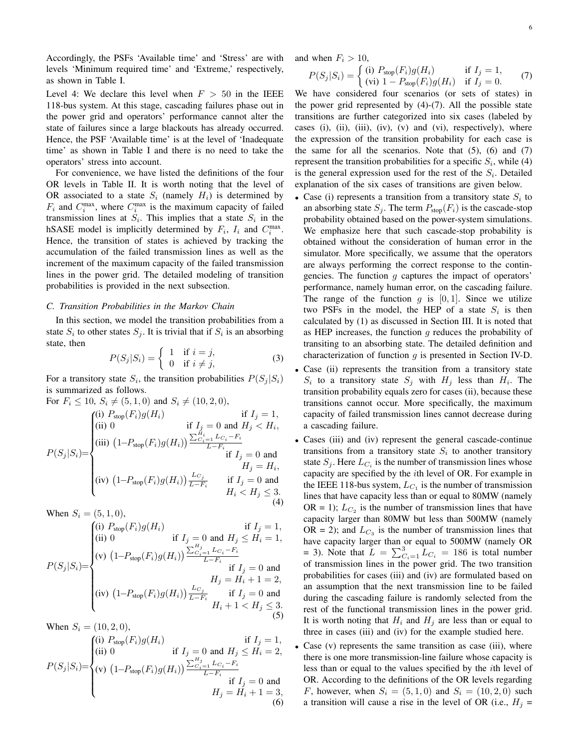Accordingly, the PSFs 'Available time' and 'Stress' are with levels 'Minimum required time' and 'Extreme,' respectively, as shown in Table I.

Level 4: We declare this level when $F > 50$ in the IEEE 118-bus system. At this stage, cascading failures phase out in the power grid and operators' performance cannot alter the state of failures since a large blackouts has already occurred. Hence, the PSF 'Available time' is at the level of 'Inadequate time' as shown in Table I and there is no need to take the operators' stress into account.

For convenience, we have listed the definitions of the four OR levels in Table II. It is worth noting that the level of OR associated to a state $S_i$ (namely $H_i$) is determined by $F_i$ and $C_i^{\max}$, where $C_i^{\max}$ is the maximum capacity of failed transmission lines at $S_i$. This implies that a state $S_i$ in the hSASE model is implicitly determined by $F_i$, $I_i$ and $C_i^{\max}$. Hence, the transition of states is achieved by tracking the accumulation of the failed transmission lines as well as the increment of the maximum capacity of the failed transmission lines in the power grid. The detailed modeling of transition probabilities is provided in the next subsection.

### C. Transition Probabilities in the Markov Chain

In this section, we model the transition probabilities from a state $S_i$ to other states $S_j$. It is trivial that if $S_i$ is an absorbing state, then

$$P(S_j|S_i) = \begin{cases} 1 & \text{if } i = j, \\ 0 & \text{if } i \neq j, \end{cases} \tag{3}$$

For a transitory state $S_i$, the transition probabilities $P(S_j|S_i)$ is summarized as follows.

For $F_i \leq 10$, $S_i \neq (5, 1, 0)$ and $S_i \neq (10, 2, 0)$,

$$P(S_j|S_i)=\begin{cases} \text{(i) } P_{\text{stop}}(F_i)g(H_i) & \text{if } I_j = 1, \\ \text{(ii) } 0 & \text{if } I_j = 0 \text{ and } H_j < H_i, \\ \text{(iii) } \left(1-P_{\text{stop}}(F_i)g(H_i)\right)\frac{\sum_{C_i=1}^{H_i} L_{C_i} - F_i}{L - F_i} & \text{if } I_j = 0 \text{ and } H_j = H_i, \\ \text{(iv) } \left(1-P_{\text{stop}}(F_i)g(H_i)\right)\frac{L_{C_j}}{L - F_i} & \text{if } I_j = 0 \text{ and } H_i < H_j \leq 3. \end{cases} \tag{4}$$

When $S_i = (5, 1, 0)$,

$$P(S_j|S_i)=\begin{cases} \text{(i) } P_{\text{stop}}(F_i)g(H_i) & \text{if } I_j = 1, \\ \text{(ii) } 0 & \text{if } I_j = 0 \text{ and } H_j \leq H_i = 1, \\ \text{(v) } \left(1-P_{\text{stop}}(F_i)g(H_i)\right)\frac{\sum_{C_i=1}^{H_j} L_{C_i} - F_i}{L - F_i} & \text{if } I_j = 0 \text{ and } H_j = H_i + 1 = 2, \\ \text{(iv) } \left(1-P_{\text{stop}}(F_i)g(H_i)\right)\frac{L_{C_j}}{L - F_i} & \text{if } I_j = 0 \text{ and } H_i + 1 < H_j \leq 3. \end{cases} \tag{5}$$

When $S_i = (10, 2, 0)$,

$$P(S_j|S_i)=\begin{cases} \text{(i) } P_{\text{stop}}(F_i)g(H_i) & \text{if } I_j = 1, \\ \text{(ii) } 0 & \text{if } I_j = 0 \text{ and } H_j \leq H_i = 2, \\ \text{(v) } \left(1-P_{\text{stop}}(F_i)g(H_i)\right)\frac{\sum_{C_i=1}^{H_j} L_{C_i} - F_i}{L - F_i} & \text{if } I_j = 0 \text{ and } H_j = H_i + 1 = 3, \end{cases} \tag{6}$$

and when $F_i > 10$,

$$P(S_j|S_i) = \begin{cases} \text{(i) } P_{\text{stop}}(F_i)g(H_i) & \text{if } I_j = 1, \\ \text{(vi) } 1 - P_{\text{stop}}(F_i)g(H_i) & \text{if } I_j = 0. \end{cases} \tag{7}$$

We have considered four scenarios (or sets of states) in the power grid represented by (4)-(7). All the possible state transitions are further categorized into six cases (labeled by cases (i), (ii), (iii), (iv), (v) and (vi), respectively), where the expression of the transition probability for each case is the same for all the scenarios. Note that (5), (6) and (7) represent the transition probabilities for a specific $S_i$, while (4) is the general expression used for the rest of the $S_i$. Detailed explanation of the six cases of transitions are given below.

- Case (i) represents a transition from a transitory state $S_i$ to an absorbing state $S_j$. The term $P_{\text{stop}}(F_i)$ is the cascade-stop probability obtained based on the power-system simulations. We emphasize here that such cascade-stop probability is obtained without the consideration of human error in the simulator. More specifically, we assume that the operators are always performing the correct response to the contingencies. The function $g$ captures the impact of operators' performance, namely human error, on the cascading failure. The range of the function $g$ is $[0, 1]$. Since we utilize two PSFs in the model, the HEP of a state $S_i$ is then calculated by (1) as discussed in Section III. It is noted that as HEP increases, the function $g$ reduces the probability of transiting to an absorbing state. The detailed definition and characterization of function $g$ is presented in Section IV-D.
- Case (ii) represents the transition from a transitory state $S_i$ to a transitory state $S_j$ with $H_j$ less than $H_i$. The transition probability equals zero for cases (ii), because these transitions cannot occur. More specifically, the maximum capacity of failed transmission lines cannot decrease during a cascading failure.
- Cases (iii) and (iv) represent the general cascade-continue transitions from a transitory state $S_i$ to another transitory state $S_j$. Here $L_{C_i}$ is the number of transmission lines whose capacity are specified by the $i$th level of OR. For example in the IEEE 118-bus system, $L_{C_1}$ is the number of transmission lines that have capacity less than or equal to 80MW (namely OR = 1); $L_{C_2}$ is the number of transmission lines that have capacity larger than 80MW but less than 500MW (namely OR = 2); and $L_{C_3}$ is the number of transmission lines that have capacity larger than or equal to 500MW (namely OR = 3). Note that $L = \sum_{C_i=1}^{3} L_{C_i} = 186$ is total number of transmission lines in the power grid. The two transition probabilities for cases (iii) and (iv) are formulated based on an assumption that the next transmission line to be failed during the cascading failure is randomly selected from the rest of the functional transmission lines in the power grid. It is worth noting that $H_i$ and $H_j$ are less than or equal to three in cases (iii) and (iv) for the example studied here.
- Case (v) represents the same transition as case (iii), where there is one more transmission-line failure whose capacity is less than or equal to the values specified by the $i$th level of OR. According to the definitions of the OR levels regarding $F$, however, when $S_i = (5, 1, 0)$ and $S_i = (10, 2, 0)$ such a transition will cause a rise in the level of OR (i.e., $H_j =$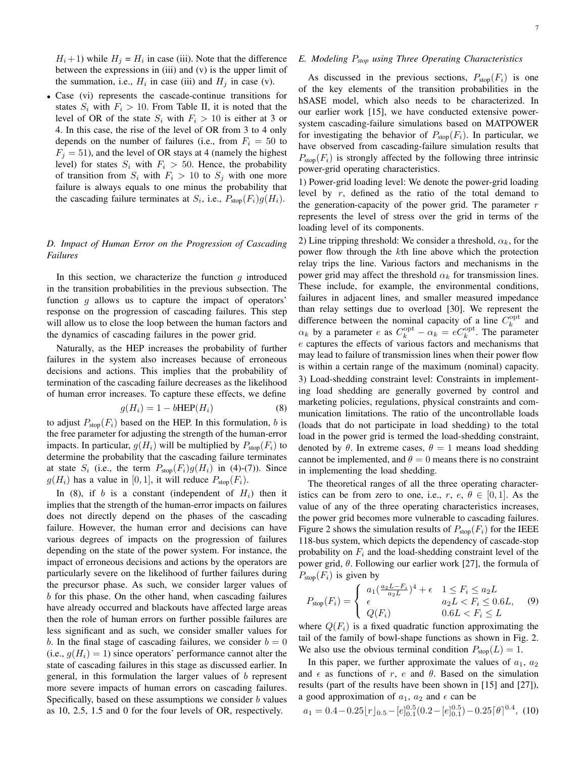$H_i+1$) while $H_j = H_i$ in case (iii). Note that the difference between the expressions in (iii) and (v) is the upper limit of the summation, i.e., $H_i$ in case (iii) and $H_j$ in case (v).

- Case (vi) represents the cascade-continue transitions for states $S_i$ with $F_i > 10$. From Table II, it is noted that the level of OR of the state $S_i$ with $F_i > 10$ is either at 3 or 4. In this case, the rise of the level of OR from 3 to 4 only depends on the number of failures (i.e., from $F_i = 50$ to $F_j = 51$), and the level of OR stays at 4 (namely the highest level) for states $S_i$ with $F_i > 50$. Hence, the probability of transition from $S_i$ with $F_i > 10$ to $S_j$ with one more failure is always equals to one minus the probability that the cascading failure terminates at $S_i$, i.e., $P_{\text{stop}}(F_i)g(H_i)$.

### D. Impact of Human Error on the Progression of Cascading Failures

In this section, we characterize the function $g$ introduced in the transition probabilities in the previous subsection. The function $g$ allows us to capture the impact of operators' response on the progression of cascading failures. This step will allow us to close the loop between the human factors and the dynamics of cascading failures in the power grid.

Naturally, as the HEP increases the probability of further failures in the system also increases because of erroneous decisions and actions. This implies that the probability of termination of the cascading failure decreases as the likelihood of human error increases. To capture these effects, we define

$$g(H_i) = 1 - b\text{HEP}(H_i) \tag{8}$$

to adjust $P_{\text{stop}}(F_i)$ based on the HEP. In this formulation, $b$ is the free parameter for adjusting the strength of the human-error impacts. In particular, $g(H_i)$ will be multiplied by $P_{\text{stop}}(F_i)$ to determine the probability that the cascading failure terminates at state $S_i$ (i.e., the term $P_{\text{stop}}(F_i)g(H_i)$ in (4)-(7)). Since $g(H_i)$ has a value in $[0, 1]$, it will reduce $P_{\text{stop}}(F_i)$.

In (8), if $b$ is a constant (independent of $H_i$) then it implies that the strength of the human-error impacts on failures does not directly depend on the phases of the cascading failure. However, the human error and decisions can have various degrees of impacts on the progression of failures depending on the state of the power system. For instance, the impact of erroneous decisions and actions by the operators are particularly severe on the likelihood of further failures during the precursor phase. As such, we consider larger values of $b$ for this phase. On the other hand, when cascading failures have already occurred and blackouts have affected large areas then the role of human errors on further possible failures are less significant and as such, we consider smaller values for $b$. In the final stage of cascading failures, we consider $b = 0$ (i.e., $g(H_i) = 1$) since operators' performance cannot alter the state of cascading failures in this stage as discussed earlier. In general, in this formulation the larger values of $b$ represent more severe impacts of human errors on cascading failures. Specifically, based on these assumptions we consider $b$ values as 10, 2.5, 1.5 and 0 for the four levels of OR, respectively.

### E. Modeling $P_{stop}$ using Three Operating Characteristics

As discussed in the previous sections, $P_{\text{stop}}(F_i)$ is one of the key elements of the transition probabilities in the hSASE model, which also needs to be characterized. In our earlier work [15], we have conducted extensive power-system cascading-failure simulations based on MATPOWER for investigating the behavior of $P_{\text{stop}}(F_i)$. In particular, we have observed from cascading-failure simulation results that $P_{\text{stop}}(F_i)$ is strongly affected by the following three intrinsic power-grid operating characteristics.

1) Power-grid loading level: We denote the power-grid loading level by $r$, defined as the ratio of the total demand to the generation-capacity of the power grid. The parameter $r$ represents the level of stress over the grid in terms of the loading level of its components.

2) Line tripping threshold: We consider a threshold, $\alpha_k$, for the power flow through the $k$th line above which the protection relay trips the line. Various factors and mechanisms in the power grid may affect the threshold $\alpha_k$ for transmission lines. These include, for example, the environmental conditions, failures in adjacent lines, and smaller measured impedance than relay settings due to overload [30]. We represent the difference between the nominal capacity of a line $C_k^{\text{opt}}$ and $\alpha_k$ by a parameter $e$ as $C_k^{\text{opt}} - \alpha_k = eC_k^{\text{opt}}$. The parameter $e$ captures the effects of various factors and mechanisms that may lead to failure of transmission lines when their power flow is within a certain range of the maximum (nominal) capacity.

3) Load-shedding constraint level: Constraints in implementing load shedding are generally governed by control and marketing policies, regulations, physical constraints and communication limitations. The ratio of the uncontrollable loads (loads that do not participate in load shedding) to the total load in the power grid is termed the load-shedding constraint, denoted by $\theta$. In extreme cases, $\theta = 1$ means load shedding cannot be implemented, and $\theta = 0$ means there is no constraint in implementing the load shedding.

The theoretical ranges of all the three operating characteristics can be from zero to one, i.e., $r$, $e$, $\theta \in [0, 1]$. As the value of any of the three operating characteristics increases, the power grid becomes more vulnerable to cascading failures. Figure 2 shows the simulation results of $P_{\text{stop}}(F_i)$ for the IEEE 118-bus system, which depicts the dependency of cascade-stop probability on $F_i$ and the load-shedding constraint level of the power grid, $\theta$. Following our earlier work [27], the formula of $P_{\text{stop}}(F_i)$ is given by

$$P_{\text{stop}}(F_i) = \begin{cases} a_1(\frac{a_2L - F_i}{a_2L})^4 + \epsilon & 1 \leq F_i \leq a_2L \\ \epsilon & a_2L < F_i \leq 0.6L, \\ Q(F_i) & 0.6L < F_i \leq L \end{cases} \tag{9}$$

where $Q(F_i)$ is a fixed quadratic function approximating the tail of the family of bowl-shape functions as shown in Fig. 2. We also use the obvious terminal condition $P_{\text{stop}}(L) = 1$.

In this paper, we further approximate the values of $a_1$, $a_2$ and $\epsilon$ as functions of $r$, $e$ and $\theta$. Based on the simulation results (part of the results have been shown in [15] and [27]), a good approximation of $a_1$, $a_2$ and $\epsilon$ can be

$$a_1 = 0.4 - 0.25\lfloor r \rfloor_{0.5} - [e]_{0.1}^{0.5}(0.2 - [e]_{0.1}^{0.5}) - 0.25\lceil \theta \rceil^{0.4}, \tag{10}$$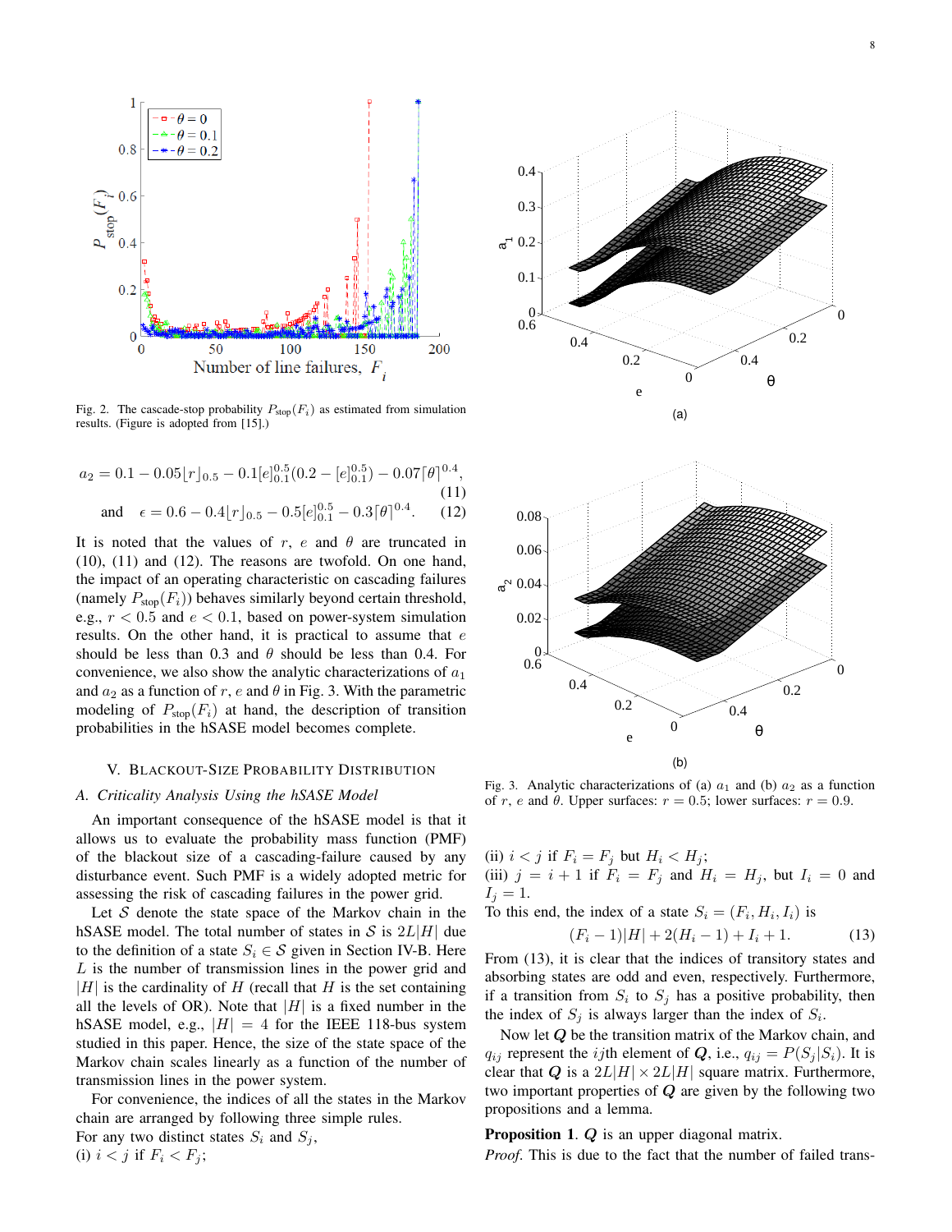Fig. 2. The cascade-stop probability $P_{\text{stop}}(F_i)$ as estimated from simulation results. (Figure is adopted from [15].)

$$a_2 = 0.1 - 0.05\lfloor r\rfloor_{0.5} - 0.1[e]_{0.1}^{0.5}(0.2 - [e]_{0.1}^{0.5}) - 0.07\lceil\theta\rceil^{0.4}, \quad (11)$$

$$\text{and} \quad \epsilon = 0.6 - 0.4\lfloor r\rfloor_{0.5} - 0.5[e]_{0.1}^{0.5} - 0.3\lceil\theta\rceil^{0.4}. \quad (12)$$

It is noted that the values of $r$, $e$ and $\theta$ are truncated in (10), (11) and (12). The reasons are twofold. On one hand, the impact of an operating characteristic on cascading failures (namely $P_{\text{stop}}(F_i)$) behaves similarly beyond certain threshold, e.g., $r < 0.5$ and $e < 0.1$, based on power-system simulation results. On the other hand, it is practical to assume that $e$ should be less than 0.3 and $\theta$ should be less than 0.4. For convenience, we also show the analytic characterizations of $a_1$ and $a_2$ as a function of $r$, $e$ and $\theta$ in Fig. 3. With the parametric modeling of $P_{\text{stop}}(F_i)$ at hand, the description of transition probabilities in the hSASE model becomes complete.

## V. Blackout-Size Probability Distribution

### A. Criticality Analysis Using the hSASE Model

An important consequence of the hSASE model is that it allows us to evaluate the probability mass function (PMF) of the blackout size of a cascading-failure caused by any disturbance event. Such PMF is a widely adopted metric for assessing the risk of cascading failures in the power grid.

Let $\mathcal{S}$ denote the state space of the Markov chain in the hSASE model. The total number of states in $\mathcal{S}$ is $2L|H|$ due to the definition of a state $S_i \in \mathcal{S}$ given in Section IV-B. Here $L$ is the number of transmission lines in the power grid and $|H|$ is the cardinality of $H$ (recall that $H$ is the set containing all the levels of OR). Note that $|H|$ is a fixed number in the hSASE model, e.g., $|H| = 4$ for the IEEE 118-bus system studied in this paper. Hence, the size of the state space of the Markov chain scales linearly as a function of the number of transmission lines in the power system.

For convenience, the indices of all the states in the Markov chain are arranged by following three simple rules.
For any two distinct states $S_i$ and $S_j$,
(i) $i < j$ if $F_i < F_j$;
(ii) $i < j$ if $F_i = F_j$ but $H_i < H_j$;
(iii) $j = i + 1$ if $F_i = F_j$ and $H_i = H_j$, but $I_i = 0$ and $I_j = 1$.
To this end, the index of a state $S_i = (F_i, H_i, I_i)$ is

$$(F_i - 1)|H| + 2(H_i - 1) + I_i + 1. \quad (13)$$

From (13), it is clear that the indices of transitory states and absorbing states are odd and even, respectively. Furthermore, if a transition from $S_i$ to $S_j$ has a positive probability, then the index of $S_j$ is always larger than the index of $S_i$.

Now let $\boldsymbol{Q}$ be the transition matrix of the Markov chain, and $q_{ij}$ represent the $ij$th element of $\boldsymbol{Q}$, i.e., $q_{ij} = P(S_j|S_i)$. It is clear that $\boldsymbol{Q}$ is a $2L|H| \times 2L|H|$ square matrix. Furthermore, two important properties of $\boldsymbol{Q}$ are given by the following two propositions and a lemma.

Fig. 3. Analytic characterizations of (a) $a_1$ and (b) $a_2$ as a function of $r$, $e$ and $\theta$. Upper surfaces: $r = 0.5$; lower surfaces: $r = 0.9$.

**Proposition 1.** $\boldsymbol{Q}$ is an upper diagonal matrix.

*Proof.* This is due to the fact that the number of failed trans-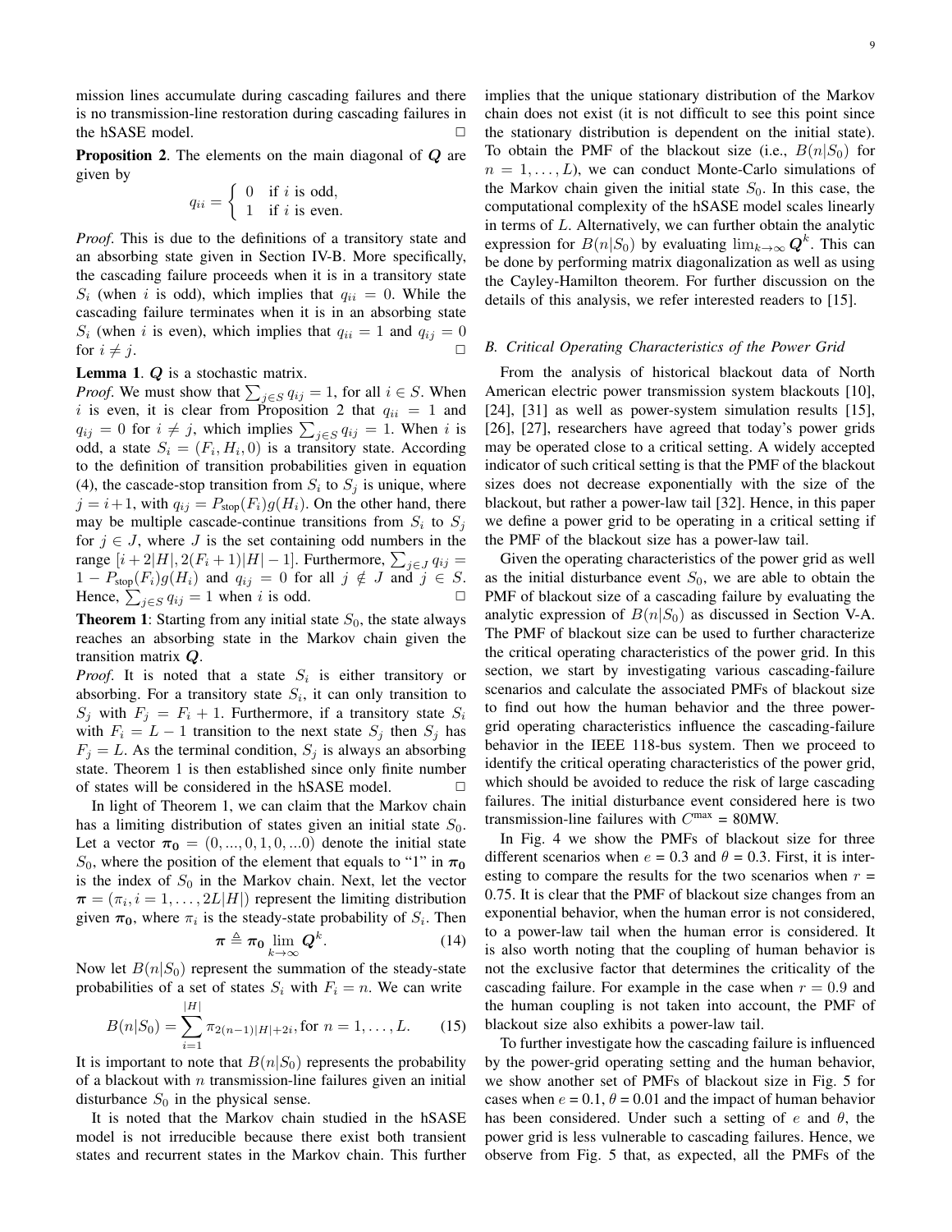mission lines accumulate during cascading failures and there is no transmission-line restoration during cascading failures in the hSASE model. □

**Proposition 2**. The elements on the main diagonal of $\boldsymbol{Q}$ are given by

$$q_{ii} = \begin{cases} 0 & \text{if } i \text{ is odd,} \\ 1 & \text{if } i \text{ is even.} \end{cases}$$

*Proof*. This is due to the definitions of a transitory state and an absorbing state given in Section IV-B. More specifically, the cascading failure proceeds when it is in a transitory state $S_i$ (when $i$ is odd), which implies that $q_{ii} = 0$. While the cascading failure terminates when it is in an absorbing state $S_i$ (when $i$ is even), which implies that $q_{ii} = 1$ and $q_{ij} = 0$ for $i \neq j$. □

**Lemma 1**. $\boldsymbol{Q}$ is a stochastic matrix.

*Proof*. We must show that $\sum_{j \in S} q_{ij} = 1$, for all $i \in S$. When $i$ is even, it is clear from Proposition 2 that $q_{ii} = 1$ and $q_{ij} = 0$ for $i \neq j$, which implies $\sum_{j \in S} q_{ij} = 1$. When $i$ is odd, a state $S_i = (F_i, H_i, 0)$ is a transitory state. According to the definition of transition probabilities given in equation (4), the cascade-stop transition from $S_i$ to $S_j$ is unique, where $j = i+1$, with $q_{ij} = P_{\text{stop}}(F_i)g(H_i)$. On the other hand, there may be multiple cascade-continue transitions from $S_i$ to $S_j$ for $j \in J$, where $J$ is the set containing odd numbers in the range $[i + 2|H|, 2(F_i + 1)|H| - 1]$. Furthermore, $\sum_{j \in J} q_{ij} = 1 - P_{\text{stop}}(F_i)g(H_i)$ and $q_{ij} = 0$ for all $j \notin J$ and $j \in S$. Hence, $\sum_{j \in S} q_{ij} = 1$ when $i$ is odd. □

**Theorem 1**: Starting from any initial state $S_0$, the state always reaches an absorbing state in the Markov chain given the transition matrix $\boldsymbol{Q}$.

*Proof*. It is noted that a state $S_i$ is either transitory or absorbing. For a transitory state $S_i$, it can only transition to $S_j$ with $F_j = F_i + 1$. Furthermore, if a transitory state $S_i$ with $F_i = L - 1$ transition to the next state $S_j$ then $S_j$ has $F_j = L$. As the terminal condition, $S_j$ is always an absorbing state. Theorem 1 is then established since only finite number of states will be considered in the hSASE model. □

In light of Theorem 1, we can claim that the Markov chain has a limiting distribution of states given an initial state $S_0$. Let a vector $\boldsymbol{\pi_0} = (0, ..., 0, 1, 0, ...0)$ denote the initial state $S_0$, where the position of the element that equals to "1" in $\boldsymbol{\pi_0}$ is the index of $S_0$ in the Markov chain. Next, let the vector $\boldsymbol{\pi} = (\pi_i, i = 1, \ldots, 2L|H|)$ represent the limiting distribution given $\boldsymbol{\pi_0}$, where $\pi_i$ is the steady-state probability of $S_i$. Then

$$\boldsymbol{\pi} \triangleq \boldsymbol{\pi_0} \lim_{k \to \infty} \boldsymbol{Q}^k. \tag{14}$$

Now let $B(n|S_0)$ represent the summation of the steady-state probabilities of a set of states $S_i$ with $F_i = n$. We can write

$$B(n|S_0) = \sum_{i=1}^{|H|} \pi_{2(n-1)|H|+2i}, \text{for } n = 1, \ldots, L. \tag{15}$$

It is important to note that $B(n|S_0)$ represents the probability of a blackout with $n$ transmission-line failures given an initial disturbance $S_0$ in the physical sense.

It is noted that the Markov chain studied in the hSASE model is not irreducible because there exist both transient states and recurrent states in the Markov chain. This further implies that the unique stationary distribution of the Markov chain does not exist (it is not difficult to see this point since the stationary distribution is dependent on the initial state). To obtain the PMF of the blackout size (i.e., $B(n|S_0)$ for $n = 1, \ldots, L$), we can conduct Monte-Carlo simulations of the Markov chain given the initial state $S_0$. In this case, the computational complexity of the hSASE model scales linearly in terms of $L$. Alternatively, we can further obtain the analytic expression for $B(n|S_0)$ by evaluating $\lim_{k \to \infty} \boldsymbol{Q}^k$. This can be done by performing matrix diagonalization as well as using the Cayley-Hamilton theorem. For further discussion on the details of this analysis, we refer interested readers to [15].

### B. Critical Operating Characteristics of the Power Grid

From the analysis of historical blackout data of North American electric power transmission system blackouts [10], [24], [31] as well as power-system simulation results [15], [26], [27], researchers have agreed that today's power grids may be operated close to a critical setting. A widely accepted indicator of such critical setting is that the PMF of the blackout sizes does not decrease exponentially with the size of the blackout, but rather a power-law tail [32]. Hence, in this paper we define a power grid to be operating in a critical setting if the PMF of the blackout size has a power-law tail.

Given the operating characteristics of the power grid as well as the initial disturbance event $S_0$, we are able to obtain the PMF of blackout size of a cascading failure by evaluating the analytic expression of $B(n|S_0)$ as discussed in Section V-A. The PMF of blackout size can be used to further characterize the critical operating characteristics of the power grid. In this section, we start by investigating various cascading-failure scenarios and calculate the associated PMFs of blackout size to find out how the human behavior and the three power-grid operating characteristics influence the cascading-failure behavior in the IEEE 118-bus system. Then we proceed to identify the critical operating characteristics of the power grid, which should be avoided to reduce the risk of large cascading failures. The initial disturbance event considered here is two transmission-line failures with $C^{\max}$ = 80MW.

In Fig. 4 we show the PMFs of blackout size for three different scenarios when $e$ = 0.3 and $\theta$ = 0.3. First, it is interesting to compare the results for the two scenarios when $r$ = 0.75. It is clear that the PMF of blackout size changes from an exponential behavior, when the human error is not considered, to a power-law tail when the human error is considered. It is also worth noting that the coupling of human behavior is not the exclusive factor that determines the criticality of the cascading failure. For example in the case when $r$ = 0.9 and the human coupling is not taken into account, the PMF of blackout size also exhibits a power-law tail.

To further investigate how the cascading failure is influenced by the power-grid operating setting and the human behavior, we show another set of PMFs of blackout size in Fig. 5 for cases when $e$ = 0.1, $\theta$ = 0.01 and the impact of human behavior has been considered. Under such a setting of $e$ and $\theta$, the power grid is less vulnerable to cascading failures. Hence, we observe from Fig. 5 that, as expected, all the PMFs of the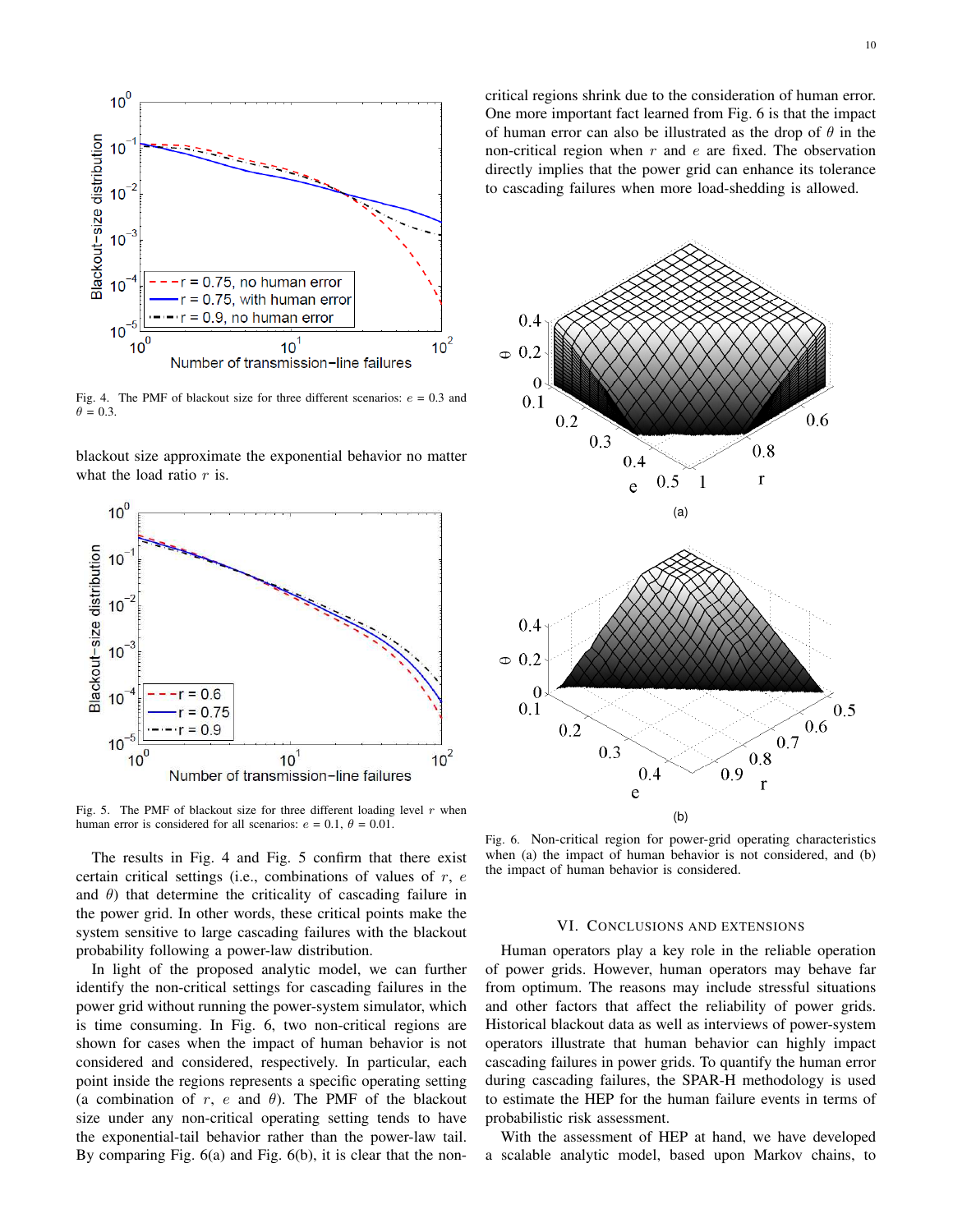Fig. 4. The PMF of blackout size for three different scenarios: $e$ = 0.3 and $\theta$ = 0.3.

blackout size approximate the exponential behavior no matter what the load ratio $r$ is.

Fig. 5. The PMF of blackout size for three different loading level $r$ when human error is considered for all scenarios: $e$ = 0.1, $\theta$ = 0.01.

The results in Fig. 4 and Fig. 5 confirm that there exist certain critical settings (i.e., combinations of values of $r$, $e$ and $\theta$) that determine the criticality of cascading failure in the power grid. In other words, these critical points make the system sensitive to large cascading failures with the blackout probability following a power-law distribution.

In light of the proposed analytic model, we can further identify the non-critical settings for cascading failures in the power grid without running the power-system simulator, which is time consuming. In Fig. 6, two non-critical regions are shown for cases when the impact of human behavior is not considered and considered, respectively. In particular, each point inside the regions represents a specific operating setting (a combination of $r$, $e$ and $\theta$). The PMF of the blackout size under any non-critical operating setting tends to have the exponential-tail behavior rather than the power-law tail. By comparing Fig. 6(a) and Fig. 6(b), it is clear that the non-critical regions shrink due to the consideration of human error. One more important fact learned from Fig. 6 is that the impact of human error can also be illustrated as the drop of $\theta$ in the non-critical region when $r$ and $e$ are fixed. The observation directly implies that the power grid can enhance its tolerance to cascading failures when more load-shedding is allowed.

Fig. 6. Non-critical region for power-grid operating characteristics when (a) the impact of human behavior is not considered, and (b) the impact of human behavior is considered.

## VI. Conclusions and Extensions

Human operators play a key role in the reliable operation of power grids. However, human operators may behave far from optimum. The reasons may include stressful situations and other factors that affect the reliability of power grids. Historical blackout data as well as interviews of power-system operators illustrate that human behavior can highly impact cascading failures in power grids. To quantify the human error during cascading failures, the SPAR-H methodology is used to estimate the HEP for the human failure events in terms of probabilistic risk assessment.

With the assessment of HEP at hand, we have developed a scalable analytic model, based upon Markov chains, to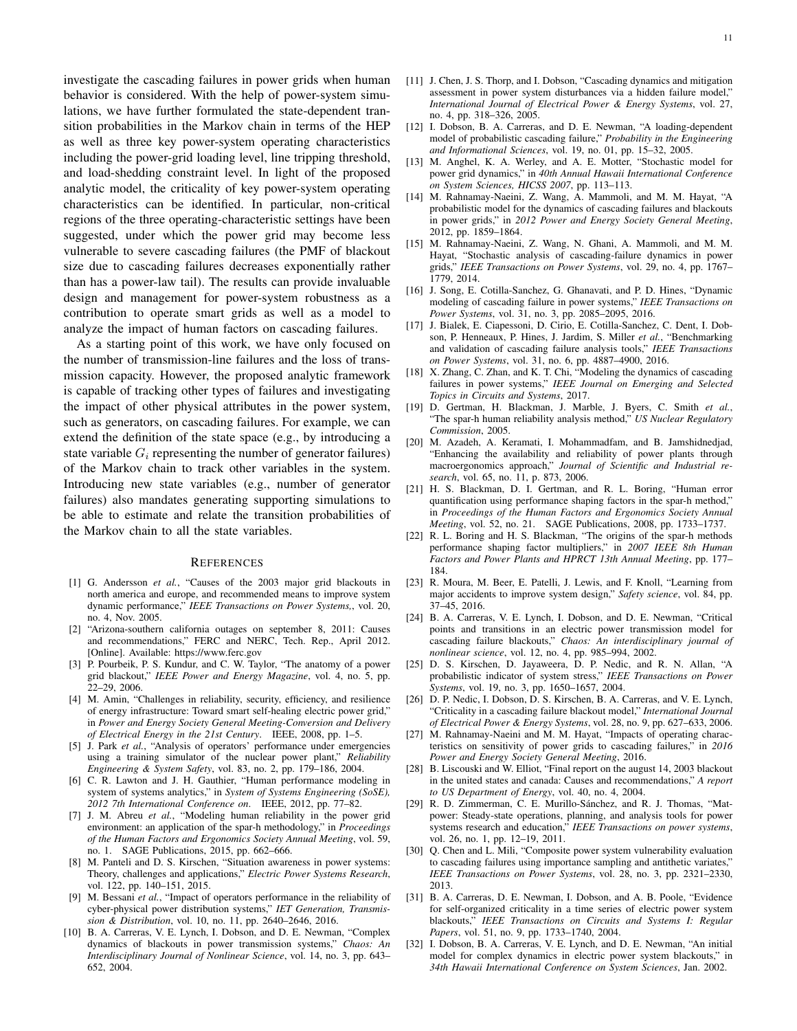investigate the cascading failures in power grids when human behavior is considered. With the help of power-system simulations, we have further formulated the state-dependent transition probabilities in the Markov chain in terms of the HEP as well as three key power-system operating characteristics including the power-grid loading level, line tripping threshold, and load-shedding constraint level. In light of the proposed analytic model, the criticality of key power-system operating characteristics can be identified. In particular, non-critical regions of the three operating-characteristic settings have been suggested, under which the power grid may become less vulnerable to severe cascading failures (the PMF of blackout size due to cascading failures decreases exponentially rather than has a power-law tail). The results can provide invaluable design and management for power-system robustness as a contribution to operate smart grids as well as a model to analyze the impact of human factors on cascading failures.

As a starting point of this work, we have only focused on the number of transmission-line failures and the loss of transmission capacity. However, the proposed analytic framework is capable of tracking other types of failures and investigating the impact of other physical attributes in the power system, such as generators, on cascading failures. For example, we can extend the definition of the state space (e.g., by introducing a state variable $G_i$ representing the number of generator failures) of the Markov chain to track other variables in the system. Introducing new state variables (e.g., number of generator failures) also mandates generating supporting simulations to be able to estimate and relate the transition probabilities of the Markov chain to all the state variables.

## References

[1] G. Andersson *et al.*, "Causes of the 2003 major grid blackouts in north america and europe, and recommended means to improve system dynamic performance," *IEEE Transactions on Power Systems,*, vol. 20, no. 4, Nov. 2005.

[2] "Arizona-southern california outages on september 8, 2011: Causes and recommendations," FERC and NERC, Tech. Rep., April 2012. [Online]. Available: https://www.ferc.gov

[3] P. Pourbeik, P. S. Kundur, and C. W. Taylor, "The anatomy of a power grid blackout," *IEEE Power and Energy Magazine*, vol. 4, no. 5, pp. 22–29, 2006.

[4] M. Amin, "Challenges in reliability, security, efficiency, and resilience of energy infrastructure: Toward smart self-healing electric power grid," in *Power and Energy Society General Meeting-Conversion and Delivery of Electrical Energy in the 21st Century*. IEEE, 2008, pp. 1–5.

[5] J. Park *et al.*, "Analysis of operators' performance under emergencies using a training simulator of the nuclear power plant," *Reliability Engineering & System Safety*, vol. 83, no. 2, pp. 179–186, 2004.

[6] C. R. Lawton and J. H. Gauthier, "Human performance modeling in system of systems analytics," in *System of Systems Engineering (SoSE), 2012 7th International Conference on*. IEEE, 2012, pp. 77–82.

[7] J. M. Abreu *et al.*, "Modeling human reliability in the power grid environment: an application of the spar-h methodology," in *Proceedings of the Human Factors and Ergonomics Society Annual Meeting*, vol. 59, no. 1. SAGE Publications, 2015, pp. 662–666.

[8] M. Panteli and D. S. Kirschen, "Situation awareness in power systems: Theory, challenges and applications," *Electric Power Systems Research*, vol. 122, pp. 140–151, 2015.

[9] M. Bessani *et al.*, "Impact of operators performance in the reliability of cyber-physical power distribution systems," *IET Generation, Transmission & Distribution*, vol. 10, no. 11, pp. 2640–2646, 2016.

[10] B. A. Carreras, V. E. Lynch, I. Dobson, and D. E. Newman, "Complex dynamics of blackouts in power transmission systems," *Chaos: An Interdisciplinary Journal of Nonlinear Science*, vol. 14, no. 3, pp. 643–652, 2004.

[11] J. Chen, J. S. Thorp, and I. Dobson, "Cascading dynamics and mitigation assessment in power system disturbances via a hidden failure model," *International Journal of Electrical Power & Energy Systems*, vol. 27, no. 4, pp. 318–326, 2005.

[12] I. Dobson, B. A. Carreras, and D. E. Newman, "A loading-dependent model of probabilistic cascading failure," *Probability in the Engineering and Informational Sciences*, vol. 19, no. 01, pp. 15–32, 2005.

[13] M. Anghel, K. A. Werley, and A. E. Motter, "Stochastic model for power grid dynamics," in *40th Annual Hawaii International Conference on System Sciences, HICSS 2007*, pp. 113–113.

[14] M. Rahnamay-Naeini, Z. Wang, A. Mammoli, and M. M. Hayat, "A probabilistic model for the dynamics of cascading failures and blackouts in power grids," in *2012 Power and Energy Society General Meeting*, 2012, pp. 1859–1864.

[15] M. Rahnamay-Naeini, Z. Wang, N. Ghani, A. Mammoli, and M. M. Hayat, "Stochastic analysis of cascading-failure dynamics in power grids," *IEEE Transactions on Power Systems*, vol. 29, no. 4, pp. 1767–1779, 2014.

[16] J. Song, E. Cotilla-Sanchez, G. Ghanavati, and P. D. Hines, "Dynamic modeling of cascading failure in power systems," *IEEE Transactions on Power Systems*, vol. 31, no. 3, pp. 2085–2095, 2016.

[17] J. Bialek, E. Ciapessoni, D. Cirio, E. Cotilla-Sanchez, C. Dent, I. Dobson, P. Henneaux, P. Hines, J. Jardim, S. Miller *et al.*, "Benchmarking and validation of cascading failure analysis tools," *IEEE Transactions on Power Systems*, vol. 31, no. 6, pp. 4887–4900, 2016.

[18] X. Zhang, C. Zhan, and K. T. Chi, "Modeling the dynamics of cascading failures in power systems," *IEEE Journal on Emerging and Selected Topics in Circuits and Systems*, 2017.

[19] D. Gertman, H. Blackman, J. Marble, J. Byers, C. Smith *et al.*, "The spar-h human reliability analysis method," *US Nuclear Regulatory Commission*, 2005.

[20] M. Azadeh, A. Keramati, I. Mohammadfam, and B. Jamshidnedjad, "Enhancing the availability and reliability of power plants through macroergonomics approach," *Journal of Scientific and Industrial research*, vol. 65, no. 11, p. 873, 2006.

[21] H. S. Blackman, D. I. Gertman, and R. L. Boring, "Human error quantification using performance shaping factors in the spar-h method," in *Proceedings of the Human Factors and Ergonomics Society Annual Meeting*, vol. 52, no. 21. SAGE Publications, 2008, pp. 1733–1737.

[22] R. L. Boring and H. S. Blackman, "The origins of the spar-h methods performance shaping factor multipliers," in *2007 IEEE 8th Human Factors and Power Plants and HPRCT 13th Annual Meeting*, pp. 177–184.

[23] R. Moura, M. Beer, E. Patelli, J. Lewis, and F. Knoll, "Learning from major accidents to improve system design," *Safety science*, vol. 84, pp. 37–45, 2016.

[24] B. A. Carreras, V. E. Lynch, I. Dobson, and D. E. Newman, "Critical points and transitions in an electric power transmission model for cascading failure blackouts," *Chaos: An interdisciplinary journal of nonlinear science*, vol. 12, no. 4, pp. 985–994, 2002.

[25] D. S. Kirschen, D. Jayaweera, D. P. Nedic, and R. N. Allan, "A probabilistic indicator of system stress," *IEEE Transactions on Power Systems*, vol. 19, no. 3, pp. 1650–1657, 2004.

[26] D. P. Nedic, I. Dobson, D. S. Kirschen, B. A. Carreras, and V. E. Lynch, "Criticality in a cascading failure blackout model," *International Journal of Electrical Power & Energy Systems*, vol. 28, no. 9, pp. 627–633, 2006.

[27] M. Rahnamay-Naeini and M. M. Hayat, "Impacts of operating characteristics on sensitivity of power grids to cascading failures," in *2016 Power and Energy Society General Meeting*, 2016.

[28] B. Liscouski and W. Elliot, "Final report on the august 14, 2003 blackout in the united states and canada: Causes and recommendations," *A report to US Department of Energy*, vol. 40, no. 4, 2004.

[29] R. D. Zimmerman, C. E. Murillo-Sánchez, and R. J. Thomas, "Matpower: Steady-state operations, planning, and analysis tools for power systems research and education," *IEEE Transactions on power systems*, vol. 26, no. 1, pp. 12–19, 2011.

[30] Q. Chen and L. Mili, "Composite power system vulnerability evaluation to cascading failures using importance sampling and antithetic variates," *IEEE Transactions on Power Systems*, vol. 28, no. 3, pp. 2321–2330, 2013.

[31] B. A. Carreras, D. E. Newman, I. Dobson, and A. B. Poole, "Evidence for self-organized criticality in a time series of electric power system blackouts," *IEEE Transactions on Circuits and Systems I: Regular Papers*, vol. 51, no. 9, pp. 1733–1740, 2004.

[32] I. Dobson, B. A. Carreras, V. E. Lynch, and D. E. Newman, "An initial model for complex dynamics in electric power system blackouts," in *34th Hawaii International Conference on System Sciences*, Jan. 2002.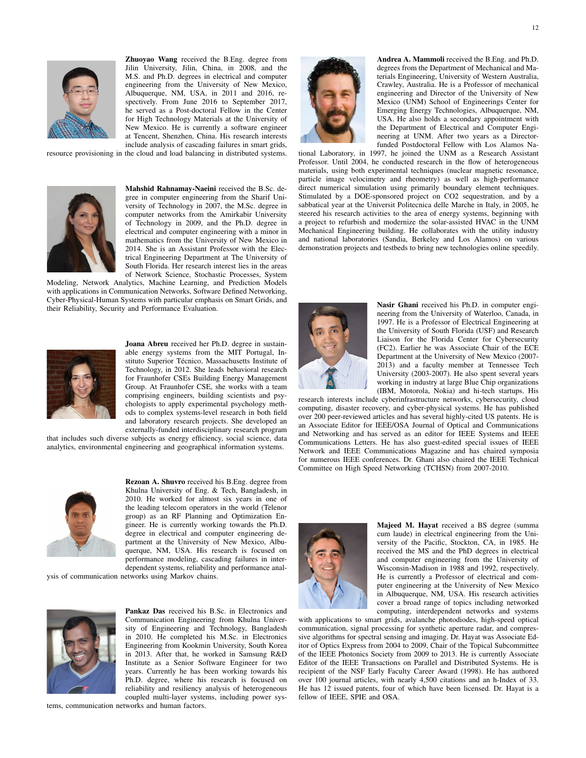**Zhuoyao Wang** received the B.Eng. degree from Jilin University, Jilin, China, in 2008, and the M.S. and Ph.D. degrees in electrical and computer engineering from the University of New Mexico, Albuquerque, NM, USA, in 2011 and 2016, respectively. From June 2016 to September 2017, he served as a Post-doctoral Fellow in the Center for High Technology Materials at the University of New Mexico. He is currently a software engineer at Tencent, Shenzhen, China. His research interests include analysis of cascading failures in smart grids, resource provisioning in the cloud and load balancing in distributed systems.

**Mahshid Rahnamay-Naeini** received the B.Sc. degree in computer engineering from the Sharif University of Technology in 2007, the M.Sc. degree in computer networks from the Amirkabir University of Technology in 2009, and the Ph.D. degree in electrical and computer engineering with a minor in mathematics from the University of New Mexico in 2014. She is an Assistant Professor with the Electrical Engineering Department at The University of South Florida. Her research interest lies in the areas of Network Science, Stochastic Processes, System Modeling, Network Analytics, Machine Learning, and Prediction Models with applications in Communication Networks, Software Defined Networking, Cyber-Physical-Human Systems with particular emphasis on Smart Grids, and their Reliability, Security and Performance Evaluation.

**Joana Abreu** received her Ph.D. degree in sustainable energy systems from the MIT Portugal, Instituto Superior Técnico, Massachusetts Institute of Technology, in 2012. She leads behavioral research for Fraunhofer CSEs Building Energy Management Group. At Fraunhofer CSE, she works with a team comprising engineers, building scientists and psychologists to apply experimental psychology methods to complex systems-level research in both field and laboratory research projects. She developed an externally-funded interdisciplinary research program that includes such diverse subjects as energy efficiency, social science, data analytics, environmental engineering and geographical information systems.

**Rezoan A. Shuvro** received his B.Eng. degree from Khulna University of Eng. & Tech, Bangladesh, in 2010. He worked for almost six years in one of the leading telecom operators in the world (Telenor group) as an RF Planning and Optimization Engineer. He is currently working towards the Ph.D. degree in electrical and computer engineering department at the University of New Mexico, Albuquerque, NM, USA. His research is focused on performance modeling, cascading failures in interdependent systems, reliability and performance analysis of communication networks using Markov chains.

**Pankaz Das** received his B.Sc. in Electronics and Communication Engineering from Khulna University of Engineering and Technology, Bangladesh in 2010. He completed his M.Sc. in Electronics Engineering from Kookmin University, South Korea in 2013. After that, he worked in Samsung R&D Institute as a Senior Software Engineer for two years. Currently he has been working towards his Ph.D. degree, where his research is focused on reliability and resiliency analysis of heterogeneous coupled multi-layer systems, including power systems, communication networks and human factors.

**Andrea A. Mammoli** received the B.Eng. and Ph.D. degrees from the Department of Mechanical and Materials Engineering, University of Western Australia, Crawley, Australia. He is a Professor of mechanical engineering and Director of the University of New Mexico (UNM) School of Engineerings Center for Emerging Energy Technologies, Albuquerque, NM, USA. He also holds a secondary appointment with the Department of Electrical and Computer Engineering at UNM. After two years as a Director-funded Postdoctoral Fellow with Los Alamos National Laboratory, in 1997, he joined the UNM as a Research Assistant Professor. Until 2004, he conducted research in the flow of heterogeneous materials, using both experimental techniques (nuclear magnetic resonance, particle image velocimetry and rheometry) as well as high-performance direct numerical simulation using primarily boundary element techniques. Stimulated by a DOE-sponsored project on CO2 sequestration, and by a sabbatical year at the Universit Politecnica delle Marche in Italy, in 2005, he steered his research activities to the area of energy systems, beginning with a project to refurbish and modernize the solar-assisted HVAC in the UNM Mechanical Engineering building. He collaborates with the utility industry and national laboratories (Sandia, Berkeley and Los Alamos) on various demonstration projects and testbeds to bring new technologies online speedily.

**Nasir Ghani** received his Ph.D. in computer engineering from the University of Waterloo, Canada, in 1997. He is a Professor of Electrical Engineering at the University of South Florida (USF) and Research Liaison for the Florida Center for Cybersecurity (FC2). Earlier he was Associate Chair of the ECE Department at the University of New Mexico (2007-2013) and a faculty member at Tennessee Tech University (2003-2007). He also spent several years working in industry at large Blue Chip organizations (IBM, Motorola, Nokia) and hi-tech startups. His research interests include cyberinfrastructure networks, cybersecurity, cloud computing, disaster recovery, and cyber-physical systems. He has published over 200 peer-reviewed articles and has several highly-cited US patents. He is an Associate Editor for IEEE/OSA Journal of Optical and Communications and Networking and has served as an editor for IEEE Systems and IEEE Communications Letters. He has also guest-edited special issues of IEEE Network and IEEE Communications Magazine and has chaired symposia for numerous IEEE conferences. Dr. Ghani also chaired the IEEE Technical Committee on High Speed Networking (TCHSN) from 2007-2010.

**Majeed M. Hayat** received a BS degree (summa cum laude) in electrical engineering from the University of the Pacific, Stockton, CA, in 1985. He received the MS and the PhD degrees in electrical and computer engineering from the University of Wisconsin-Madison in 1988 and 1992, respectively. He is currently a Professor of electrical and computer engineering at the University of New Mexico in Albuquerque, NM, USA. His research activities cover a broad range of topics including networked computing, interdependent networks and systems with applications to smart grids, avalanche photodiodes, high-speed optical communication, signal processing for synthetic aperture radar, and compressive algorithms for spectral sensing and imaging. Dr. Hayat was Associate Editor of Optics Express from 2004 to 2009, Chair of the Topical Subcommittee of the IEEE Photonics Society from 2009 to 2013. He is currently Associate Editor of the IEEE Transactions on Parallel and Distributed Systems. He is recipient of the NSF Early Faculty Career Award (1998). He has authored over 100 journal articles, with nearly 4,500 citations and an h-Index of 33. He has 12 issued patents, four of which have been licensed. Dr. Hayat is a fellow of IEEE, SPIE and OSA.